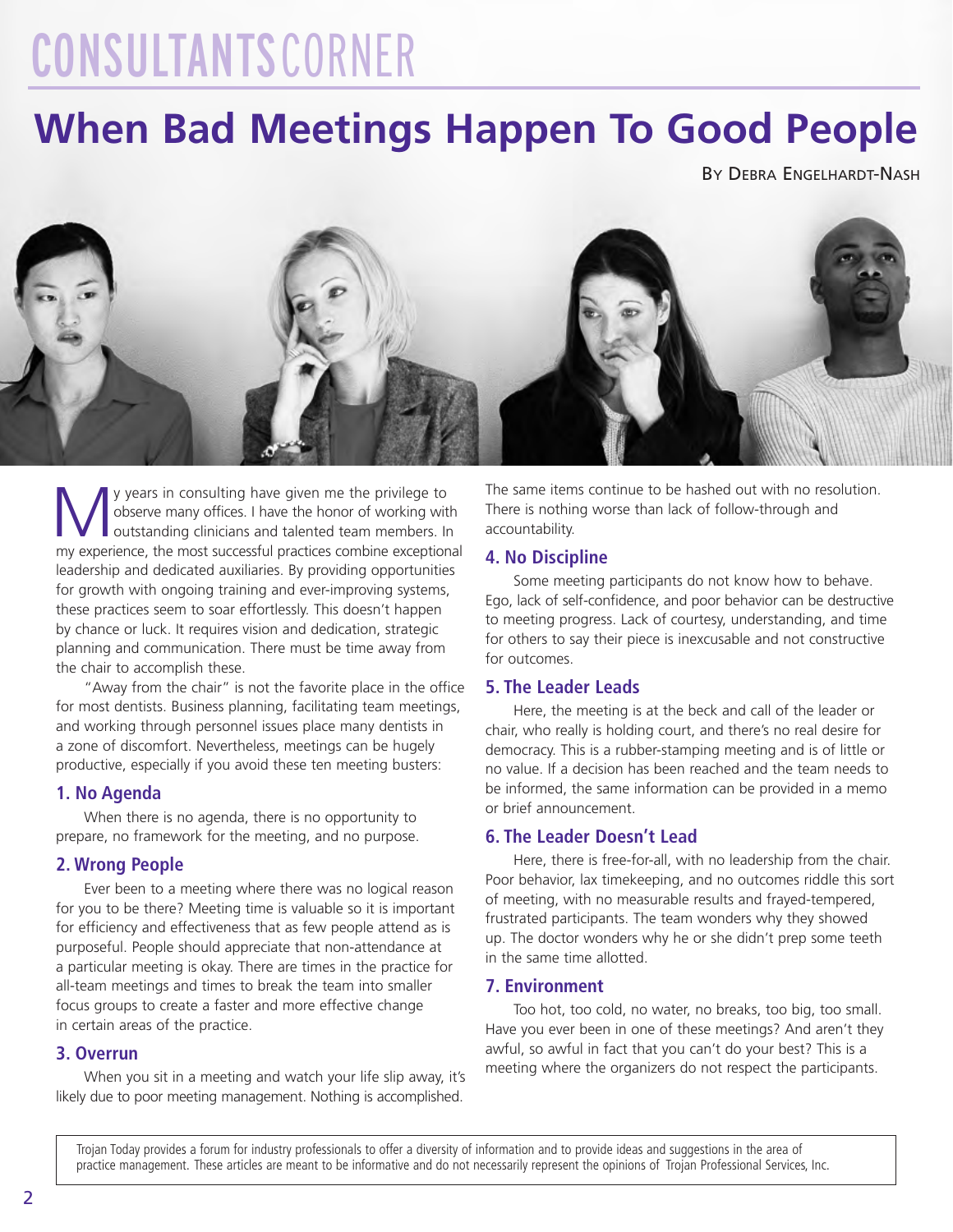# CONSULTANTS CORNER

# When Bad Meetings Happen To Good People

BY DEBRA ENGELHARDT-NASH

My years in consulting have given me the privilege to observe many offices. I have the honor of working with outstanding clinicians and talented team members. In my experience, the most successful practices combine exceptional leadership and dedicated auxiliaries. By providing opportunities for growth with ongoing training and ever-improving systems, these practices seem to soar effortlessly. This doesn't happen by chance or luck. It requires vision and dedication, strategic planning and communication. There must be time away from the chair to accomplish these.

"Away from the chair" is not the favorite place in the office for most dentists. Business planning, facilitating team meetings, and working through personnel issues place many dentists in a zone of discomfort. Nevertheless, meetings can be hugely productive, especially if you avoid these ten meeting busters:

### 1. No Agenda

When there is no agenda, there is no opportunity to prepare, no framework for the meeting, and no purpose.

### 2. Wrong People

Ever been to a meeting where there was no logical reason for you to be there? Meeting time is valuable so it is important for efficiency and effectiveness that as few people attend as is purposeful. People should appreciate that non-attendance at a particular meeting is okay. There are times in the practice for all-team meetings and times to break the team into smaller focus groups to create a faster and more effective change in certain areas of the practice.

### 3. Overrun

When you sit in a meeting and watch your life slip away, it's likely due to poor meeting management. Nothing is accomplished. The same items continue to be hashed out with no resolution. There is nothing worse than lack of follow-through and accountability.

### 4. No Discipline

Some meeting participants do not know how to behave. Ego, lack of self-confidence, and poor behavior can be destructive to meeting progress. Lack of courtesy, understanding, and time for others to say their piece is inexcusable and not constructive for outcomes.

### 5. The Leader Leads

Here, the meeting is at the beck and call of the leader or chair, who really is holding court, and there's no real desire for democracy. This is a rubber-stamping meeting and is of little or no value. If a decision has been reached and the team needs to be informed, the same information can be provided in a memo or brief announcement.

### 6. The Leader Doesn't Lead

Here, there is free-for-all, with no leadership from the chair. Poor behavior, lax timekeeping, and no outcomes riddle this sort of meeting, with no measurable results and frayed-tempered, frustrated participants. The team wonders why they showed up. The doctor wonders why he or she didn't prep some teeth in the same time allotted.

### 7. Environment

Too hot, too cold, no water, no breaks, too big, too small. Have you ever been in one of these meetings? And aren't they awful, so awful in fact that you can't do your best? This is a meeting where the organizers do not respect the participants.

Trojan Today provides a forum for industry professionals to offer a diversity of information and to provide ideas and suggestions in the area of practice management. These articles are meant to be informative and do not necessarily represent the opinions of Trojan Professional Services, Inc.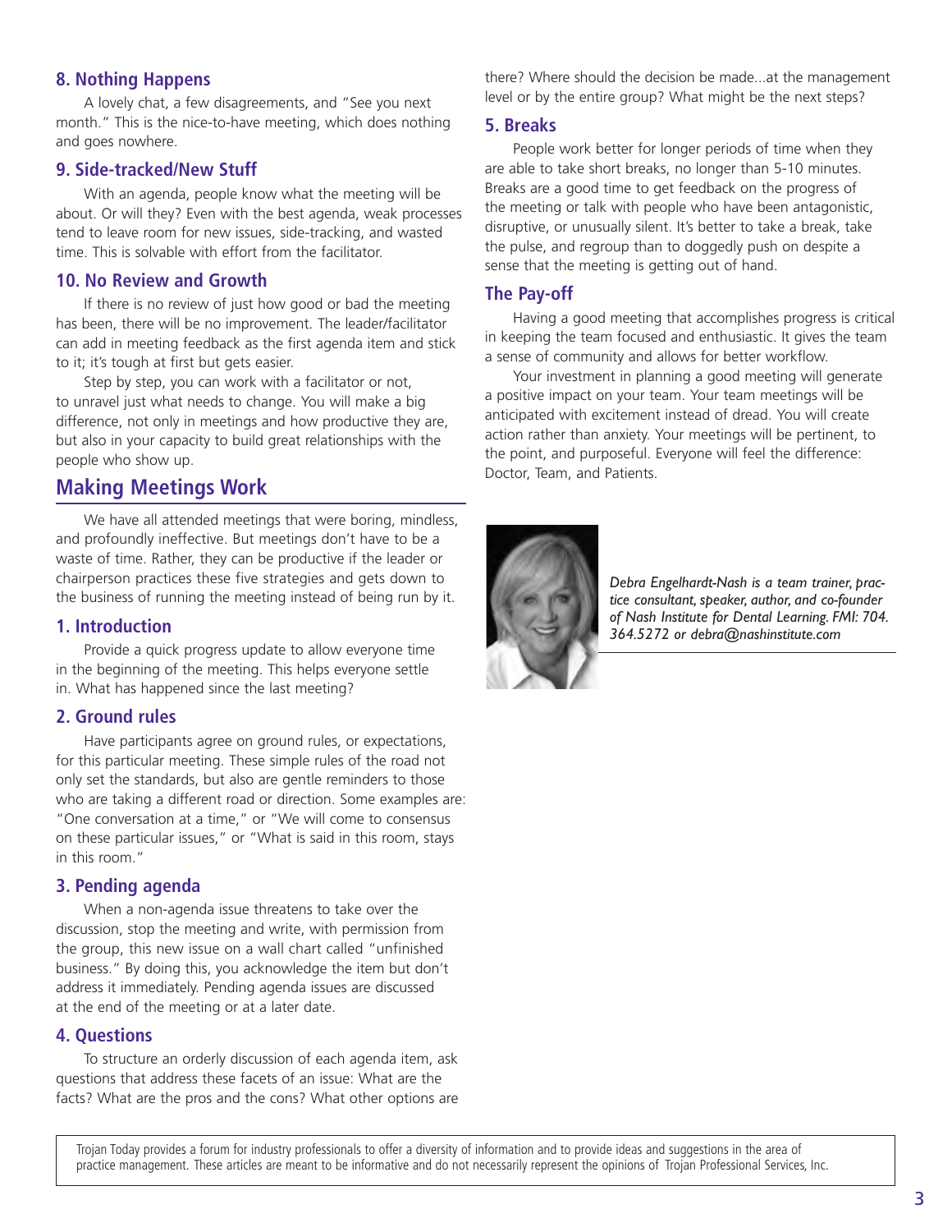### 8. Nothing Happens

A lovely chat, a few disagreements, and "See you next month." This is the nice-to-have meeting, which does nothing and goes nowhere.

### 9. Side-tracked/New Stuff

With an agenda, people know what the meeting will be about. Or will they? Even with the best agenda, weak processes tend to leave room for new issues, side-tracking, and wasted time. This is solvable with effort from the facilitator.

### 10. No Review and Growth

If there is no review of just how good or bad the meeting has been, there will be no improvement. The leader/facilitator can add in meeting feedback as the first agenda item and stick to it; it's tough at first but gets easier.

Step by step, you can work with a facilitator or not, to unravel just what needs to change. You will make a big difference, not only in meetings and how productive they are, but also in your capacity to build great relationships with the people who show up.

## Making Meetings Work

We have all attended meetings that were boring, mindless, and profoundly ineffective. But meetings don't have to be a waste of time. Rather, they can be productive if the leader or chairperson practices these five strategies and gets down to the business of running the meeting instead of being run by it.

### 1. Introduction

Provide a quick progress update to allow everyone time in the beginning of the meeting. This helps everyone settle in. What has happened since the last meeting?

### 2. Ground rules

Have participants agree on ground rules, or expectations, for this particular meeting. These simple rules of the road not only set the standards, but also are gentle reminders to those who are taking a different road or direction. Some examples are: "One conversation at a time," or "We will come to consensus on these particular issues," or "What is said in this room, stays in this room."

### 3. Pending agenda

When a non-agenda issue threatens to take over the discussion, stop the meeting and write, with permission from the group, this new issue on a wall chart called "unfinished business." By doing this, you acknowledge the item but don't address it immediately. Pending agenda issues are discussed at the end of the meeting or at a later date.

### 4. Questions

To structure an orderly discussion of each agenda item, ask questions that address these facets of an issue: What are the facts? What are the pros and the cons? What other options are there? Where should the decision be made...at the management level or by the entire group? What might be the next steps?

### 5. Breaks

People work better for longer periods of time when they are able to take short breaks, no longer than 5-10 minutes. Breaks are a good time to get feedback on the progress of the meeting or talk with people who have been antagonistic, disruptive, or unusually silent. It's better to take a break, take the pulse, and regroup than to doggedly push on despite a sense that the meeting is getting out of hand.

### The Pay-off

Having a good meeting that accomplishes progress is critical in keeping the team focused and enthusiastic. It gives the team a sense of community and allows for better workflow.

Your investment in planning a good meeting will generate a positive impact on your team. Your team meetings will be anticipated with excitement instead of dread. You will create action rather than anxiety. Your meetings will be pertinent, to the point, and purposeful. Everyone will feel the difference: Doctor, Team, and Patients.

*Debra Engelhardt-Nash is a team trainer, practice consultant, speaker, author, and co-founder of Nash Institute for Dental Learning. FMI: 704.364.5272 or debra@nashinstitute.com*

Trojan Today provides a forum for industry professionals to offer a diversity of information and to provide ideas and suggestions in the area of practice management. These articles are meant to be informative and do not necessarily represent the opinions of Trojan Professional Services, Inc.